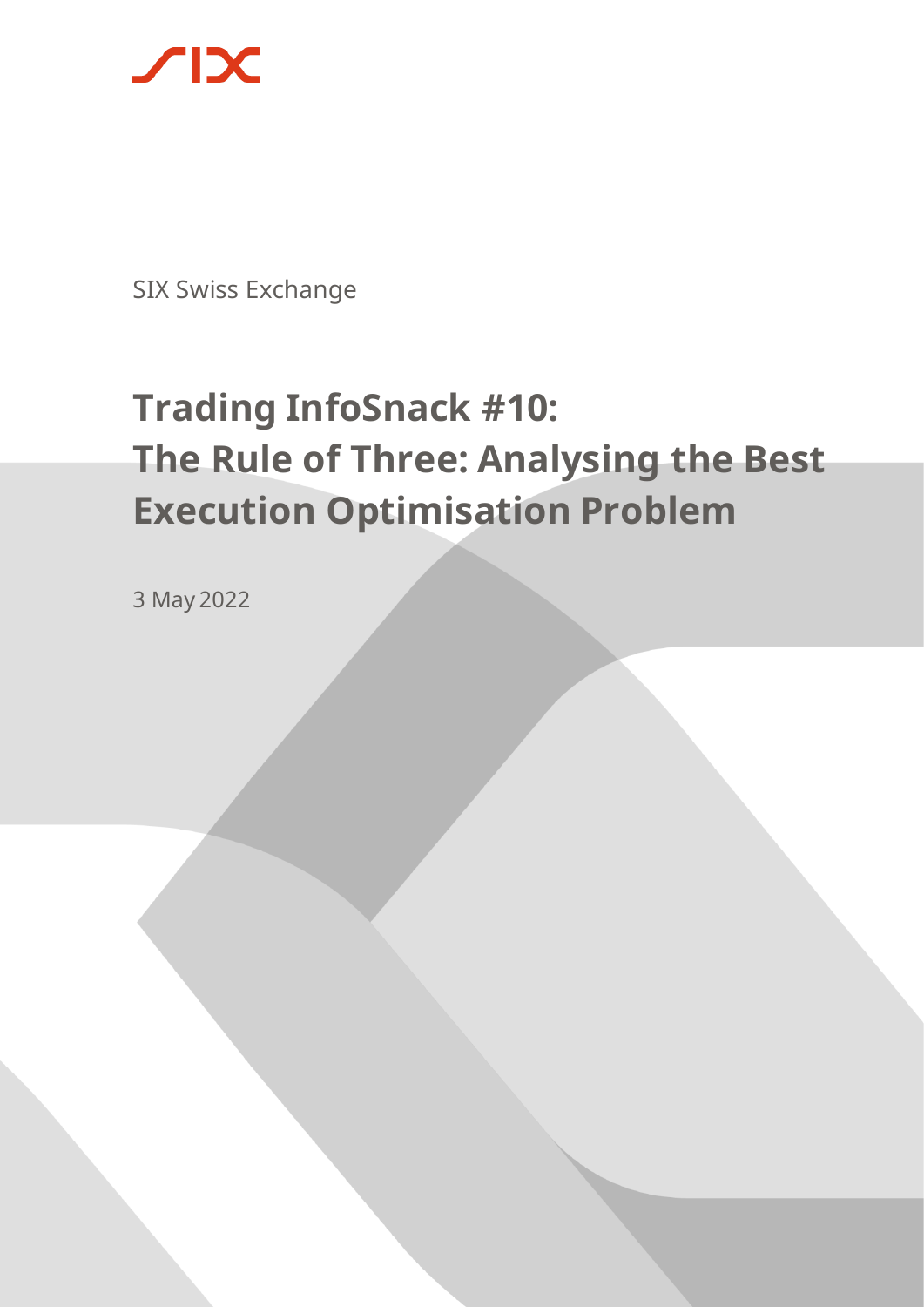SIX Swiss Exchange

# Trading InfoSnack #10: The Rule of Three: Analysing the Best Execution Optimisation Problem

3 May 2022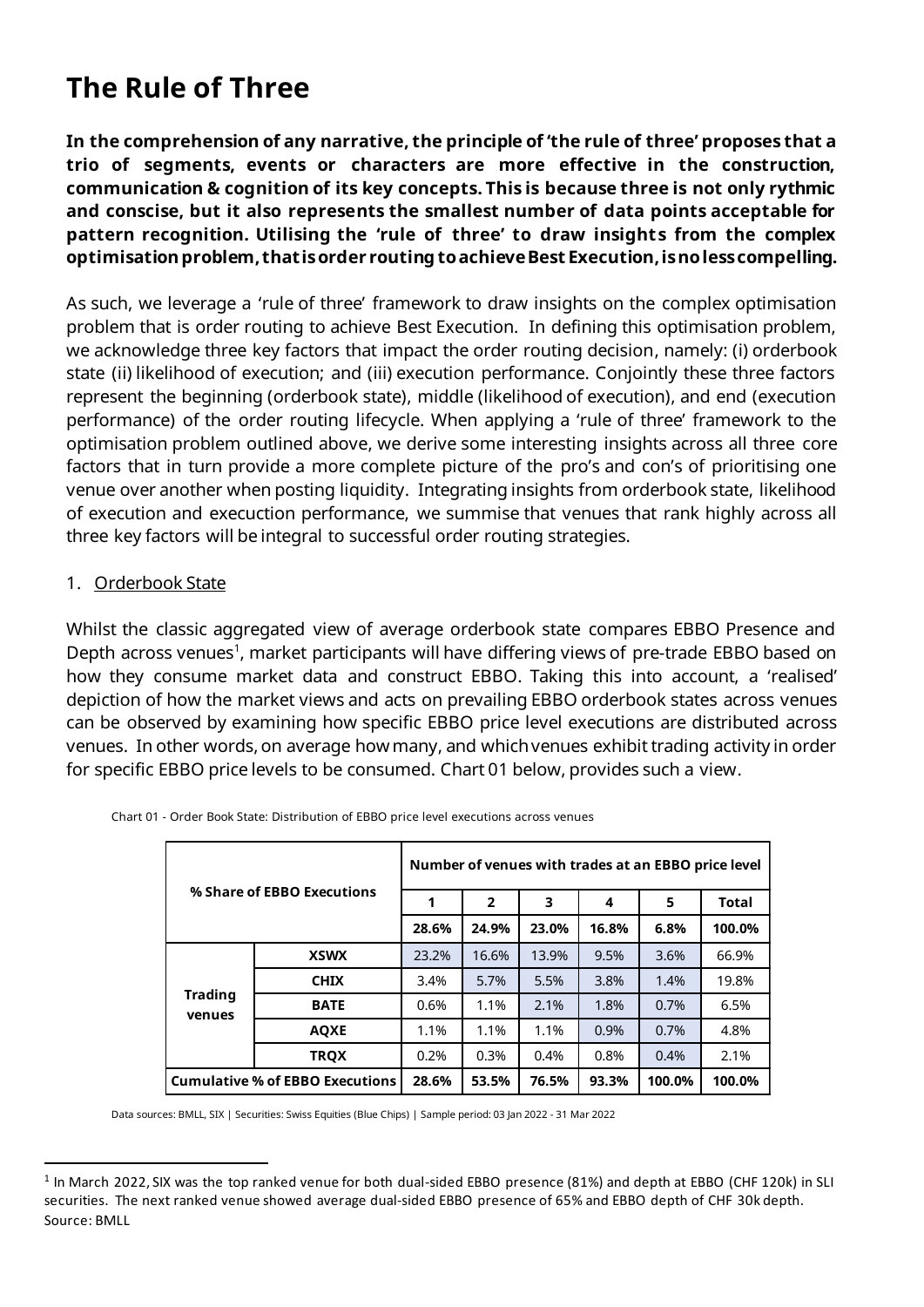# The Rule of Three

**In the comprehension of any narrative, the principle of 'the rule of three' proposes that a trio of segments, events or characters are more effective in the construction, communication & cognition of its key concepts. This is because three is not only rythmic and conscise, but it also represents the smallest number of data points acceptable for pattern recognition. Utilising the 'rule of three' to draw insights from the complex optimisation problem, that is order routing to achieve Best Execution, is no less compelling.**

As such, we leverage a 'rule of three' framework to draw insights on the complex optimisation problem that is order routing to achieve Best Execution. In defining this optimisation problem, we acknowledge three key factors that impact the order routing decision, namely: (i) orderbook state (ii) likelihood of execution; and (iii) execution performance. Conjointly these three factors represent the beginning (orderbook state), middle (likelihood of execution), and end (execution performance) of the order routing lifecycle. When applying a 'rule of three' framework to the optimisation problem outlined above, we derive some interesting insights across all three core factors that in turn provide a more complete picture of the pro's and con's of prioritising one venue over another when posting liquidity. Integrating insights from orderbook state, likelihood of execution and execuction performance, we summise that venues that rank highly across all three key factors will be integral to successful order routing strategies.

1. Orderbook State

Whilst the classic aggregated view of average orderbook state compares EBBO Presence and Depth across venues[1], market participants will have differing views of pre-trade EBBO based on how they consume market data and construct EBBO. Taking this into account, a 'realised' depiction of how the market views and acts on prevailing EBBO orderbook states across venues can be observed by examining how specific EBBO price level executions are distributed across venues. In other words, on average how many, and which venues exhibit trading activity in order for specific EBBO price levels to be consumed. Chart 01 below, provides such a view.

Chart 01 - Order Book State: Distribution of EBBO price level executions across venues

| % Share of EBBO Executions | | Number of venues with trades at an EBBO price level | | | | | |
|---|---|---|---|---|---|---|---|
| | | 1 | 2 | 3 | 4 | 5 | Total |
| | | 28.6% | 24.9% | 23.0% | 16.8% | 6.8% | 100.0% |
| Trading venues | XSWX | 23.2% | 16.6% | 13.9% | 9.5% | 3.6% | 66.9% |
| | CHIX | 3.4% | 5.7% | 5.5% | 3.8% | 1.4% | 19.8% |
| | BATE | 0.6% | 1.1% | 2.1% | 1.8% | 0.7% | 6.5% |
| | AQXE | 1.1% | 1.1% | 1.1% | 0.9% | 0.7% | 4.8% |
| | TRQX | 0.2% | 0.3% | 0.4% | 0.8% | 0.4% | 2.1% |
| Cumulative % of EBBO Executions | | 28.6% | 53.5% | 76.5% | 93.3% | 100.0% | 100.0% |

Data sources: BMLL, SIX | Securities: Swiss Equities (Blue Chips) | Sample period: 03 Jan 2022 - 31 Mar 2022

[1] In March 2022, SIX was the top ranked venue for both dual-sided EBBO presence (81%) and depth at EBBO (CHF 120k) in SLI securities. The next ranked venue showed average dual-sided EBBO presence of 65% and EBBO depth of CHF 30k depth. Source: BMLL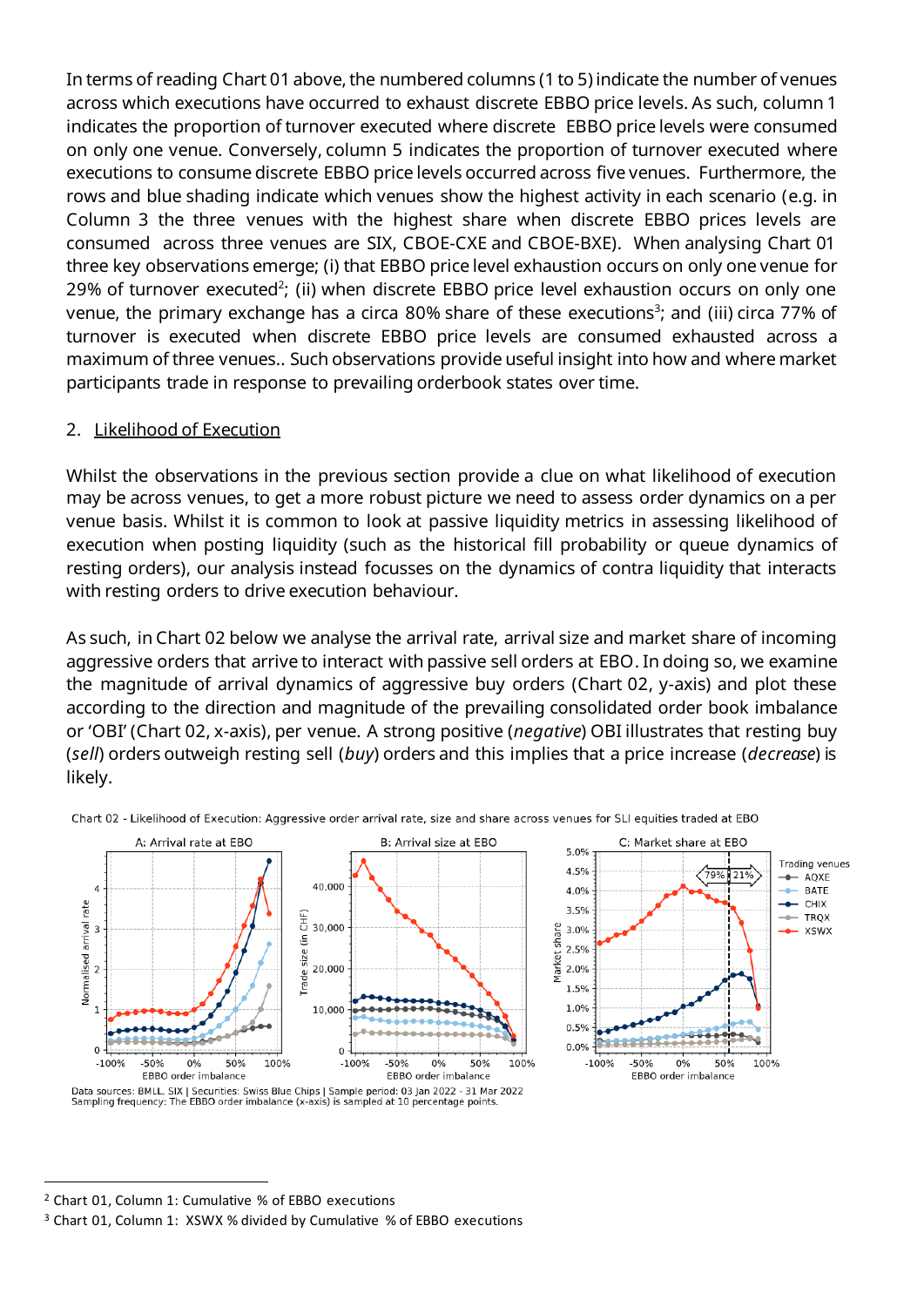In terms of reading Chart 01 above, the numbered columns (1 to 5) indicate the number of venues across which executions have occurred to exhaust discrete EBBO price levels. As such, column 1 indicates the proportion of turnover executed where discrete EBBO price levels were consumed on only one venue. Conversely, column 5 indicates the proportion of turnover executed where executions to consume discrete EBBO price levels occurred across five venues. Furthermore, the rows and blue shading indicate which venues show the highest activity in each scenario (e.g. in Column 3 the three venues with the highest share when discrete EBBO prices levels are consumed across three venues are SIX, CBOE-CXE and CBOE-BXE). When analysing Chart 01 three key observations emerge; (i) that EBBO price level exhaustion occurs on only one venue for 29% of turnover executed[2]; (ii) when discrete EBBO price level exhaustion occurs on only one venue, the primary exchange has a circa 80% share of these executions[3]; and (iii) circa 77% of turnover is executed when discrete EBBO price levels are consumed exhausted across a maximum of three venues.. Such observations provide useful insight into how and where market participants trade in response to prevailing orderbook states over time.

2. Likelihood of Execution

Whilst the observations in the previous section provide a clue on what likelihood of execution may be across venues, to get a more robust picture we need to assess order dynamics on a per venue basis. Whilst it is common to look at passive liquidity metrics in assessing likelihood of execution when posting liquidity (such as the historical fill probability or queue dynamics of resting orders), our analysis instead focusses on the dynamics of contra liquidity that interacts with resting orders to drive execution behaviour.

As such, in Chart 02 below we analyse the arrival rate, arrival size and market share of incoming aggressive orders that arrive to interact with passive sell orders at EBO. In doing so, we examine the magnitude of arrival dynamics of aggressive buy orders (Chart 02, y-axis) and plot these according to the direction and magnitude of the prevailing consolidated order book imbalance or 'OBI' (Chart 02, x-axis), per venue. A strong positive (*negative*) OBI illustrates that resting buy (*sell*) orders outweigh resting sell (*buy*) orders and this implies that a price increase (*decrease*) is likely.

Chart 02 - Likelihood of Execution: Aggressive order arrival rate, size and share across venues for SLI equities traded at EBO

Data sources: BMLL, SIX | Securities: Swiss Blue Chips | Sample period: 03 Jan 2022 - 31 Mar 2022
Sampling frequency: The EBBO order imbalance (x-axis) is sampled at 10 percentage points.

---

[2] Chart 01, Column 1: Cumulative % of EBBO executions

[3] Chart 01, Column 1: XSWX % divided by Cumulative % of EBBO executions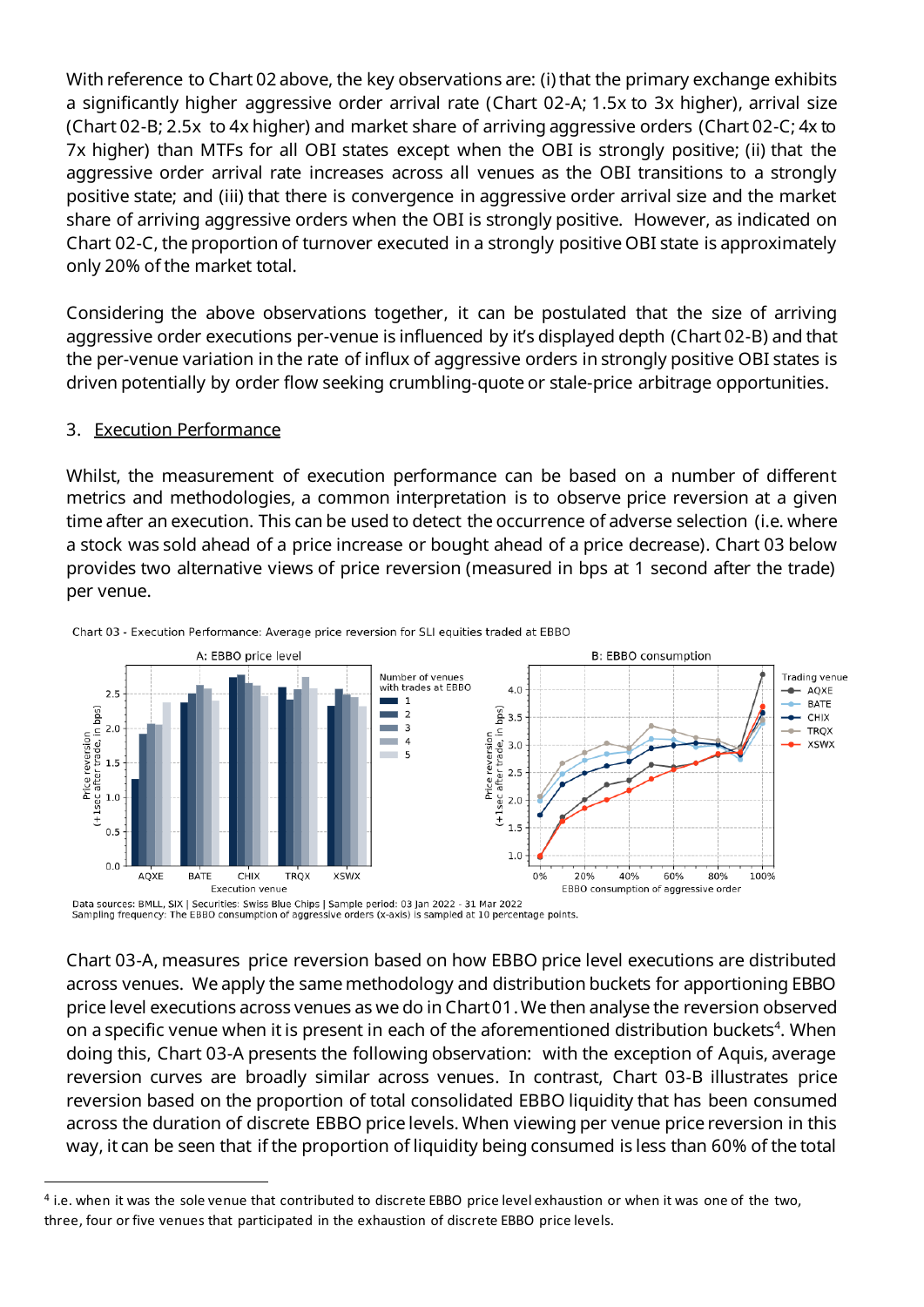With reference to Chart 02 above, the key observations are: (i) that the primary exchange exhibits a significantly higher aggressive order arrival rate (Chart 02-A; 1.5x to 3x higher), arrival size (Chart 02-B; 2.5x to 4x higher) and market share of arriving aggressive orders (Chart 02-C; 4x to 7x higher) than MTFs for all OBI states except when the OBI is strongly positive; (ii) that the aggressive order arrival rate increases across all venues as the OBI transitions to a strongly positive state; and (iii) that there is convergence in aggressive order arrival size and the market share of arriving aggressive orders when the OBI is strongly positive. However, as indicated on Chart 02-C, the proportion of turnover executed in a strongly positive OBI state is approximately only 20% of the market total.

Considering the above observations together, it can be postulated that the size of arriving aggressive order executions per-venue is influenced by it's displayed depth (Chart 02-B) and that the per-venue variation in the rate of influx of aggressive orders in strongly positive OBI states is driven potentially by order flow seeking crumbling-quote or stale-price arbitrage opportunities.

## 3. Execution Performance

Whilst, the measurement of execution performance can be based on a number of different metrics and methodologies, a common interpretation is to observe price reversion at a given time after an execution. This can be used to detect the occurrence of adverse selection (i.e. where a stock was sold ahead of a price increase or bought ahead of a price decrease). Chart 03 below provides two alternative views of price reversion (measured in bps at 1 second after the trade) per venue.

Chart 03 - Execution Performance: Average price reversion for SLI equities traded at EBBO

Data sources: BMLL, SIX | Securities: Swiss Blue Chips | Sample period: 03 Jan 2022 - 31 Mar 2022
Sampling frequency: The EBBO consumption of aggressive orders (x-axis) is sampled at 10 percentage points.

Chart 03-A, measures price reversion based on how EBBO price level executions are distributed across venues. We apply the same methodology and distribution buckets for apportioning EBBO price level executions across venues as we do in Chart 01. We then analyse the reversion observed on a specific venue when it is present in each of the aforementioned distribution buckets[4]. When doing this, Chart 03-A presents the following observation: with the exception of Aquis, average reversion curves are broadly similar across venues. In contrast, Chart 03-B illustrates price reversion based on the proportion of total consolidated EBBO liquidity that has been consumed across the duration of discrete EBBO price levels. When viewing per venue price reversion in this way, it can be seen that if the proportion of liquidity being consumed is less than 60% of the total

[4] i.e. when it was the sole venue that contributed to discrete EBBO price level exhaustion or when it was one of the two, three, four or five venues that participated in the exhaustion of discrete EBBO price levels.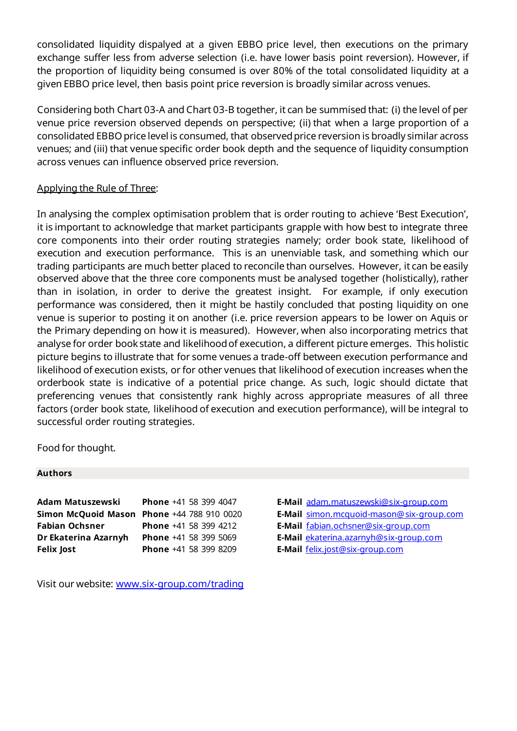consolidated liquidity dispalyed at a given EBBO price level, then executions on the primary exchange suffer less from adverse selection (i.e. have lower basis point reversion). However, if the proportion of liquidity being consumed is over 80% of the total consolidated liquidity at a given EBBO price level, then basis point price reversion is broadly similar across venues.

Considering both Chart 03-A and Chart 03-B together, it can be summised that: (i) the level of per venue price reversion observed depends on perspective; (ii) that when a large proportion of a consolidated EBBO price level is consumed, that observed price reversion is broadly similar across venues; and (iii) that venue specific order book depth and the sequence of liquidity consumption across venues can influence observed price reversion.

<u>Applying the Rule of Three</u>:

In analysing the complex optimisation problem that is order routing to achieve 'Best Execution', it is important to acknowledge that market participants grapple with how best to integrate three core components into their order routing strategies namely; order book state, likelihood of execution and execution performance. This is an unenviable task, and something which our trading participants are much better placed to reconcile than ourselves. However, it can be easily observed above that the three core components must be analysed together (holistically), rather than in isolation, in order to derive the greatest insight. For example, if only execution performance was considered, then it might be hastily concluded that posting liquidity on one venue is superior to posting it on another (i.e. price reversion appears to be lower on Aquis or the Primary depending on how it is measured). However, when also incorporating metrics that analyse for order book state and likelihood of execution, a different picture emerges. This holistic picture begins to illustrate that for some venues a trade-off between execution performance and likelihood of execution exists, or for other venues that likelihood of execution increases when the orderbook state is indicative of a potential price change. As such, logic should dictate that preferencing venues that consistently rank highly across appropriate measures of all three factors (order book state, likelihood of execution and execution performance), will be integral to successful order routing strategies.

Food for thought.

**Authors**

| | | |
|---|---|---|
| **Adam Matuszewski** | **Phone** +41 58 399 4047 | **E-Mail** adam.matuszewski@six-group.com |
| **Simon McQuoid Mason** | **Phone** +44 788 910 0020 | **E-Mail** simon.mcquoid-mason@six-group.com |
| **Fabian Ochsner** | **Phone** +41 58 399 4212 | **E-Mail** fabian.ochsner@six-group.com |
| **Dr Ekaterina Azarnyh** | **Phone** +41 58 399 5069 | **E-Mail** ekaterina.azarnyh@six-group.com |
| **Felix Jost** | **Phone** +41 58 399 8209 | **E-Mail** felix.jost@six-group.com |

Visit our website: www.six-group.com/trading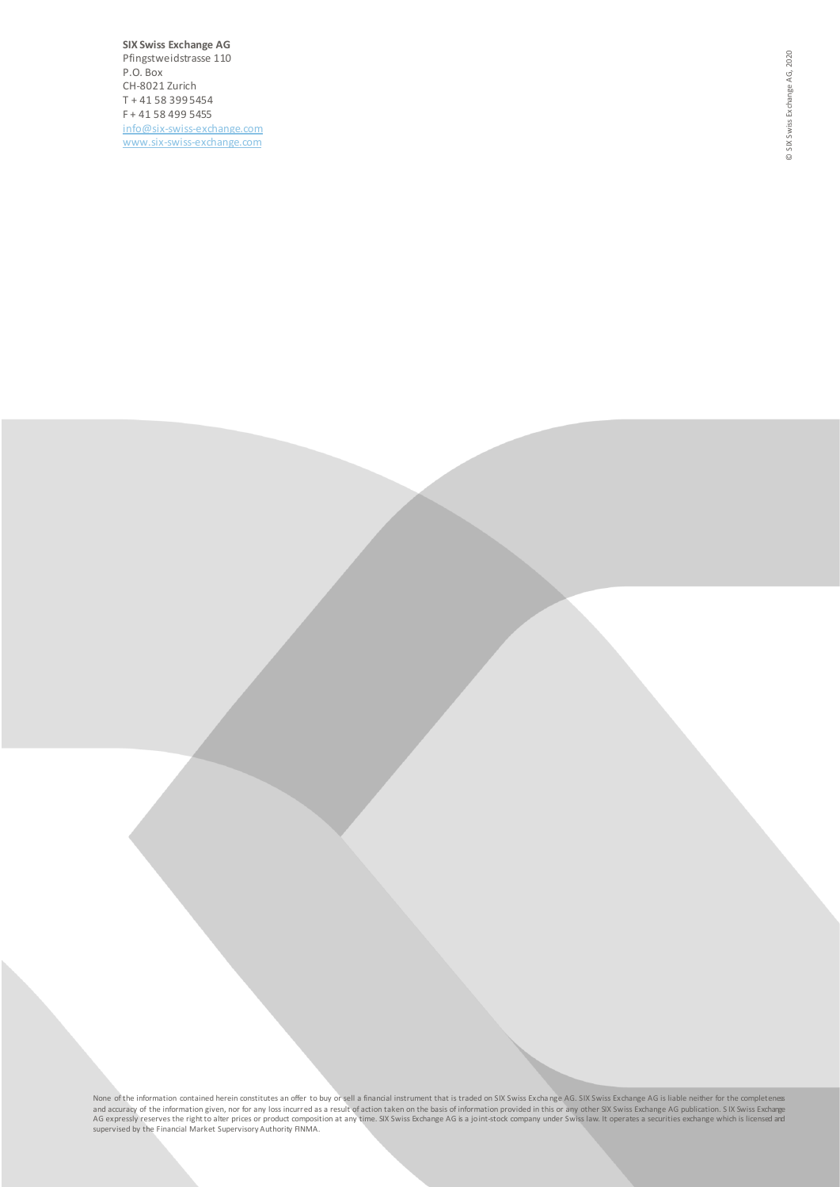**SIX Swiss Exchange AG**
Pfingstweidstrasse 110
P.O. Box
CH-8021 Zurich
T + 41 58 399 5454
F + 41 58 499 5455
info@six-swiss-exchange.com
www.six-swiss-exchange.com

© SIX Swiss Exchange AG, 2020

None of the information contained herein constitutes an offer to buy or sell a financial instrument that is traded on SIX Swiss Exchange AG. SIX Swiss Exchange AG is liable neither for the completeness and accuracy of the information given, nor for any loss incurred as a result of action taken on the basis of information provided in this or any other SIX Swiss Exchange AG publication. SIX Swiss Exchange AG expressly reserves the right to alter prices or product composition at any time. SIX Swiss Exchange AG is a joint-stock company under Swiss law. It operates a securities exchange which is licensed and supervised by the Financial Market Supervisory Authority FINMA.